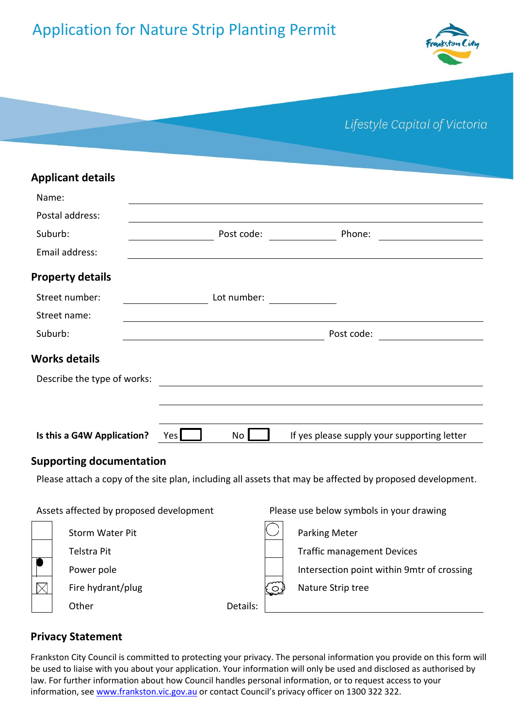# Application for Nature Strip Planting Permit

*Lifestyle Capital of Victoria*

## Applicant details

Name: ______________________________

Postal address: ______________________________

Suburb: ____________ Post code: ____________ Phone: ____________

Email address: ______________________________

## Property details

Street number: ____________ Lot number: ____________

Street name: ______________________________

Suburb: ______________________________ Post code: ____________

## Works details

Describe the type of works: ______________________________

______________________________

______________________________

**Is this a G4W Application?** Yes ☐ No ☐ If yes please supply your supporting letter

## Supporting documentation

Please attach a copy of the site plan, including all assets that may be affected by proposed development.

| Assets affected by proposed development | | Please use below symbols in your drawing | |
|---|---|---|---|
| ☐ | Storm Water Pit | ◯ | Parking Meter |
| ☐ | Telstra Pit | ☐ | Traffic management Devices |
| ☐ | Power pole | ☐ | Intersection point within 9mtr of crossing |
| ☒ | Fire hydrant/plug | ☐ | Nature Strip tree |
| ☐ | Other | Details: | |

## Privacy Statement

Frankston City Council is committed to protecting your privacy. The personal information you provide on this form will be used to liaise with you about your application. Your information will only be used and disclosed as authorised by law. For further information about how Council handles personal information, or to request access to your information, see www.frankston.vic.gov.au or contact Council's privacy officer on 1300 322 322.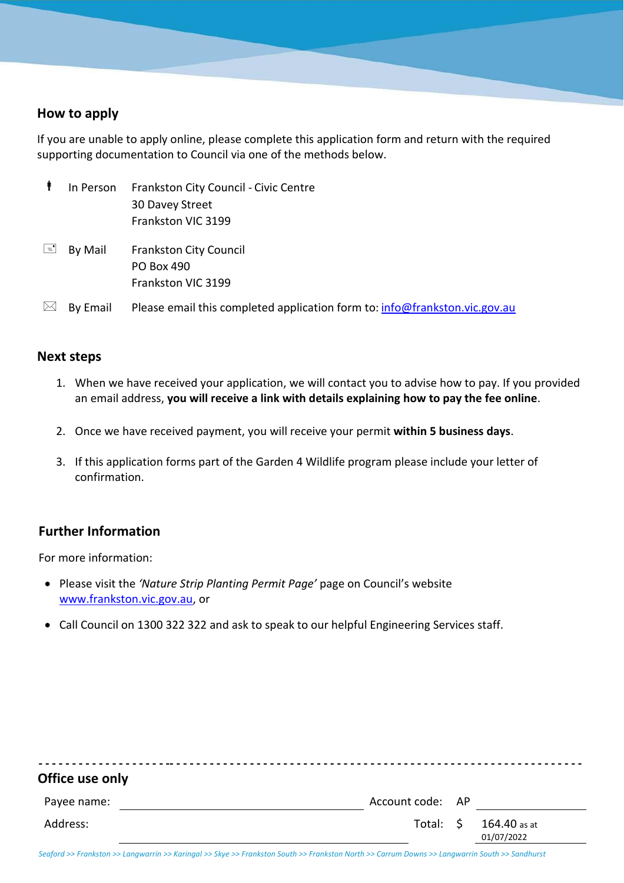## How to apply

If you are unable to apply online, please complete this application form and return with the required supporting documentation to Council via one of the methods below.

| | | |
|---|---|---|
| In Person | Frankston City Council - Civic Centre<br>30 Davey Street<br>Frankston VIC 3199 |
| By Mail | Frankston City Council<br>PO Box 490<br>Frankston VIC 3199 |
| By Email | Please email this completed application form to: info@frankston.vic.gov.au |

## Next steps

1. When we have received your application, we will contact you to advise how to pay. If you provided an email address, **you will receive a link with details explaining how to pay the fee online**.
2. Once we have received payment, you will receive your permit **within 5 business days**.
3. If this application forms part of the Garden 4 Wildlife program please include your letter of confirmation.

## Further Information

For more information:

- Please visit the *'Nature Strip Planting Permit Page'* page on Council's website www.frankston.vic.gov.au, or
- Call Council on 1300 322 322 and ask to speak to our helpful Engineering Services staff.

---

## Office use only

| | | | | |
|---|---|---|---|---|
| Payee name: | | Account code: | AP | |
| Address: | | Total: | $ | 164.40 as at 01/07/2022 |

*Seaford >> Frankston >> Langwarrin >> Karingal >> Skye >> Frankston South >> Frankston North >> Carrum Downs >> Langwarrin South >> Sandhurst*